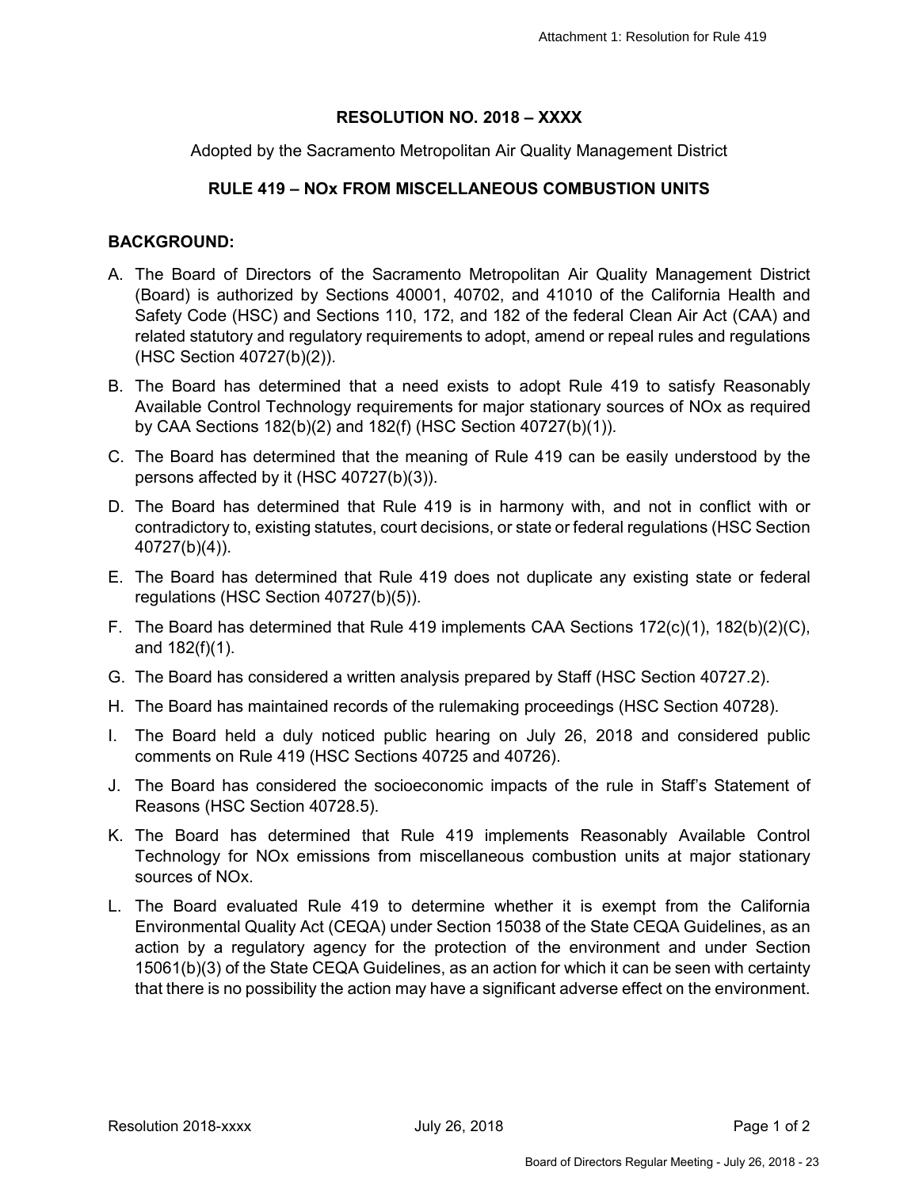**RESOLUTION NO. 2018 – XXXX**

Adopted by the Sacramento Metropolitan Air Quality Management District

**RULE 419 – NOx FROM MISCELLANEOUS COMBUSTION UNITS**

**BACKGROUND:**

A. The Board of Directors of the Sacramento Metropolitan Air Quality Management District (Board) is authorized by Sections 40001, 40702, and 41010 of the California Health and Safety Code (HSC) and Sections 110, 172, and 182 of the federal Clean Air Act (CAA) and related statutory and regulatory requirements to adopt, amend or repeal rules and regulations (HSC Section 40727(b)(2)).

B. The Board has determined that a need exists to adopt Rule 419 to satisfy Reasonably Available Control Technology requirements for major stationary sources of NOx as required by CAA Sections 182(b)(2) and 182(f) (HSC Section 40727(b)(1)).

C. The Board has determined that the meaning of Rule 419 can be easily understood by the persons affected by it (HSC 40727(b)(3)).

D. The Board has determined that Rule 419 is in harmony with, and not in conflict with or contradictory to, existing statutes, court decisions, or state or federal regulations (HSC Section 40727(b)(4)).

E. The Board has determined that Rule 419 does not duplicate any existing state or federal regulations (HSC Section 40727(b)(5)).

F. The Board has determined that Rule 419 implements CAA Sections 172(c)(1), 182(b)(2)(C), and 182(f)(1).

G. The Board has considered a written analysis prepared by Staff (HSC Section 40727.2).

H. The Board has maintained records of the rulemaking proceedings (HSC Section 40728).

I. The Board held a duly noticed public hearing on July 26, 2018 and considered public comments on Rule 419 (HSC Sections 40725 and 40726).

J. The Board has considered the socioeconomic impacts of the rule in Staff's Statement of Reasons (HSC Section 40728.5).

K. The Board has determined that Rule 419 implements Reasonably Available Control Technology for NOx emissions from miscellaneous combustion units at major stationary sources of NOx.

L. The Board evaluated Rule 419 to determine whether it is exempt from the California Environmental Quality Act (CEQA) under Section 15038 of the State CEQA Guidelines, as an action by a regulatory agency for the protection of the environment and under Section 15061(b)(3) of the State CEQA Guidelines, as an action for which it can be seen with certainty that there is no possibility the action may have a significant adverse effect on the environment.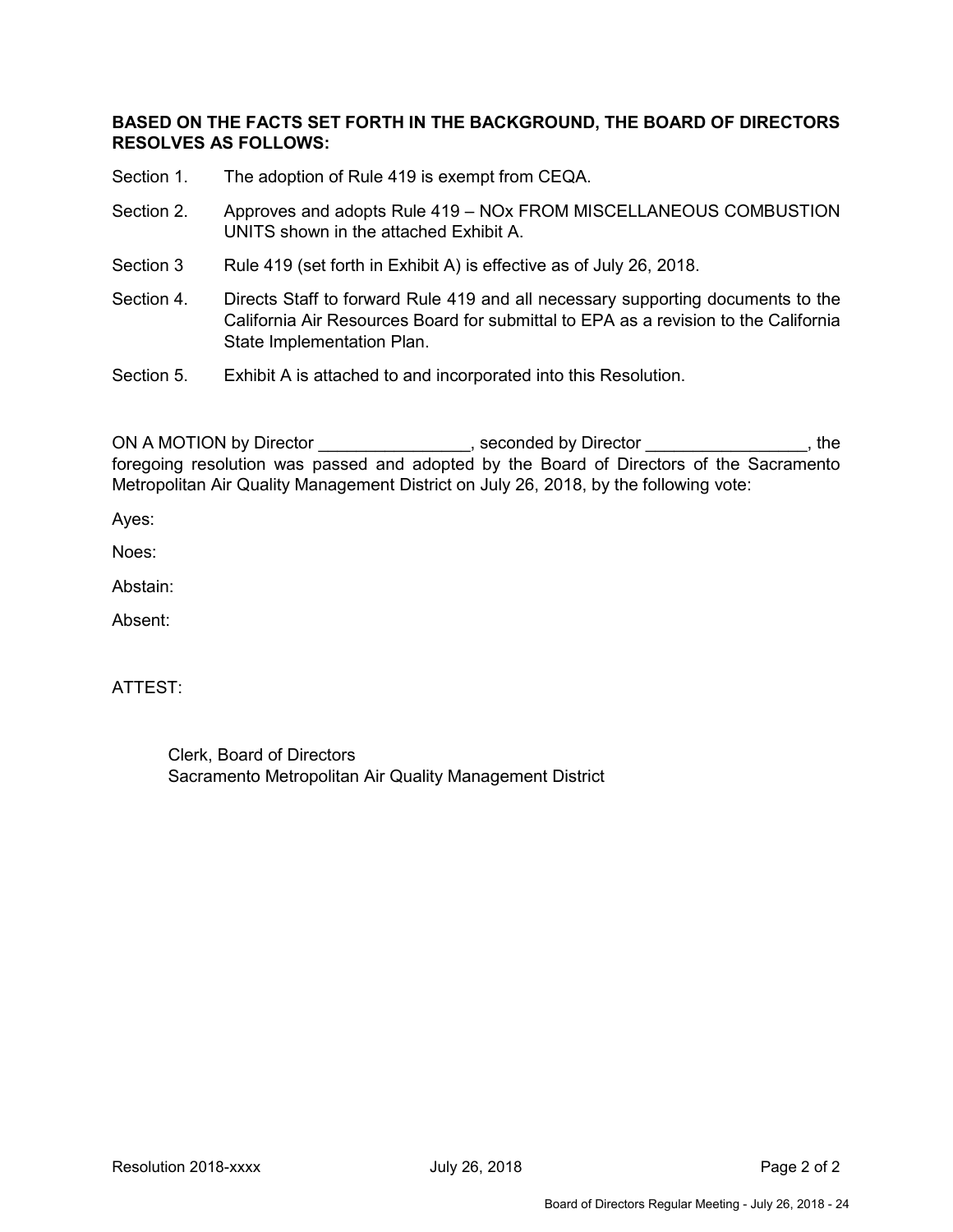**BASED ON THE FACTS SET FORTH IN THE BACKGROUND, THE BOARD OF DIRECTORS RESOLVES AS FOLLOWS:**

Section 1. The adoption of Rule 419 is exempt from CEQA.

Section 2. Approves and adopts Rule 419 – NOx FROM MISCELLANEOUS COMBUSTION UNITS shown in the attached Exhibit A.

Section 3 Rule 419 (set forth in Exhibit A) is effective as of July 26, 2018.

Section 4. Directs Staff to forward Rule 419 and all necessary supporting documents to the California Air Resources Board for submittal to EPA as a revision to the California State Implementation Plan.

Section 5. Exhibit A is attached to and incorporated into this Resolution.

ON A MOTION by Director ________________, seconded by Director _________________, the foregoing resolution was passed and adopted by the Board of Directors of the Sacramento Metropolitan Air Quality Management District on July 26, 2018, by the following vote:

Ayes:

Noes:

Abstain:

Absent:

ATTEST:

Clerk, Board of Directors
Sacramento Metropolitan Air Quality Management District